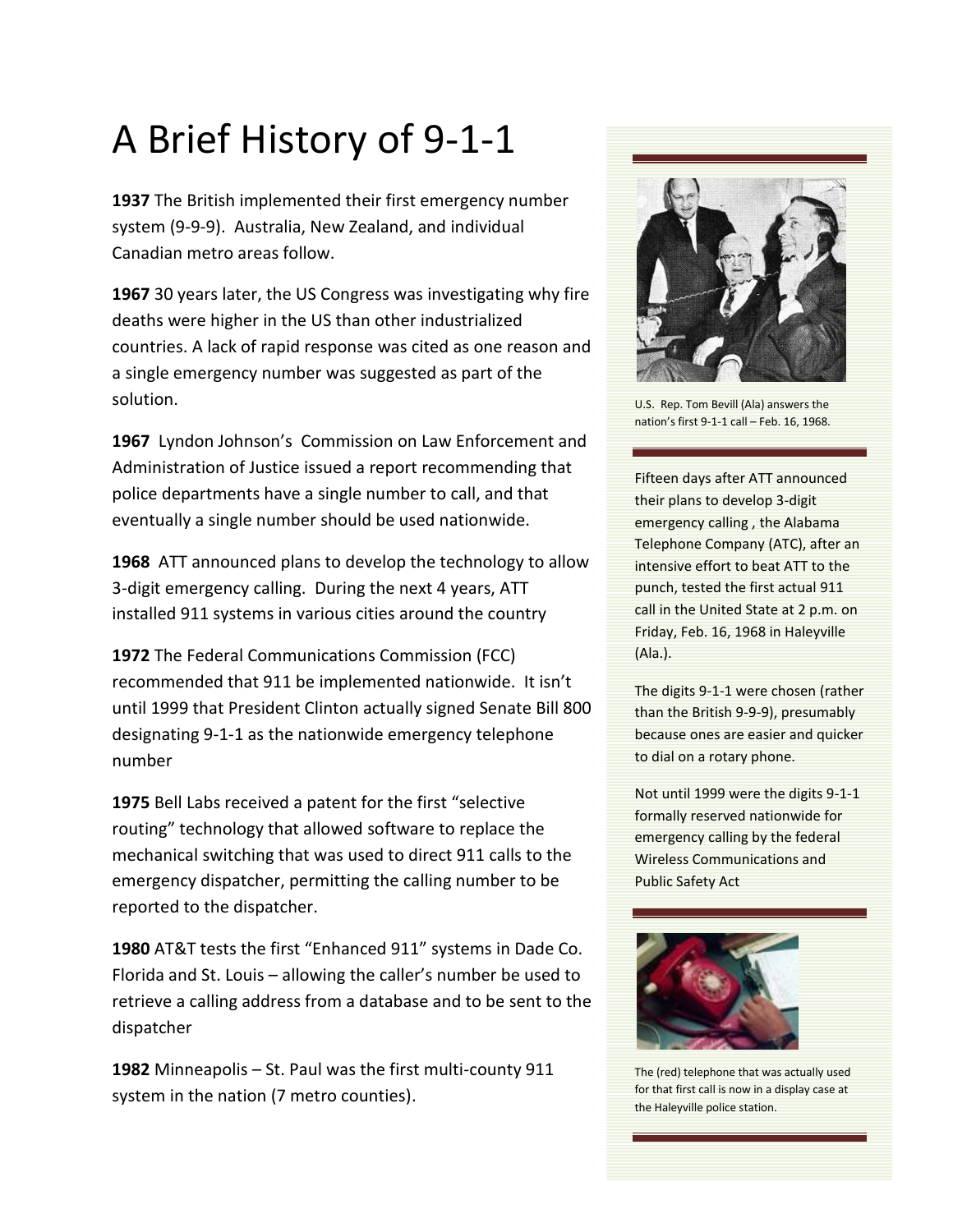# A Brief History of 9-1-1

**1937** The British implemented their first emergency number system (9-9-9). Australia, New Zealand, and individual Canadian metro areas follow.

**1967** 30 years later, the US Congress was investigating why fire deaths were higher in the US than other industrialized countries. A lack of rapid response was cited as one reason and a single emergency number was suggested as part of the solution.

**1967** Lyndon Johnson's Commission on Law Enforcement and Administration of Justice issued a report recommending that police departments have a single number to call, and that eventually a single number should be used nationwide.

**1968** ATT announced plans to develop the technology to allow 3-digit emergency calling. During the next 4 years, ATT installed 911 systems in various cities around the country

**1972** The Federal Communications Commission (FCC) recommended that 911 be implemented nationwide. It isn't until 1999 that President Clinton actually signed Senate Bill 800 designating 9-1-1 as the nationwide emergency telephone number

**1975** Bell Labs received a patent for the first "selective routing" technology that allowed software to replace the mechanical switching that was used to direct 911 calls to the emergency dispatcher, permitting the calling number to be reported to the dispatcher.

**1980** AT&T tests the first "Enhanced 911" systems in Dade Co. Florida and St. Louis – allowing the caller's number be used to retrieve a calling address from a database and to be sent to the dispatcher

**1982** Minneapolis – St. Paul was the first multi-county 911 system in the nation (7 metro counties).

U.S. Rep. Tom Bevill (Ala) answers the nation's first 9-1-1 call – Feb. 16, 1968.

Fifteen days after ATT announced their plans to develop 3-digit emergency calling , the Alabama Telephone Company (ATC), after an intensive effort to beat ATT to the punch, tested the first actual 911 call in the United State at 2 p.m. on Friday, Feb. 16, 1968 in Haleyville (Ala.).

The digits 9-1-1 were chosen (rather than the British 9-9-9), presumably because ones are easier and quicker to dial on a rotary phone.

Not until 1999 were the digits 9-1-1 formally reserved nationwide for emergency calling by the federal Wireless Communications and Public Safety Act

The (red) telephone that was actually used for that first call is now in a display case at the Haleyville police station.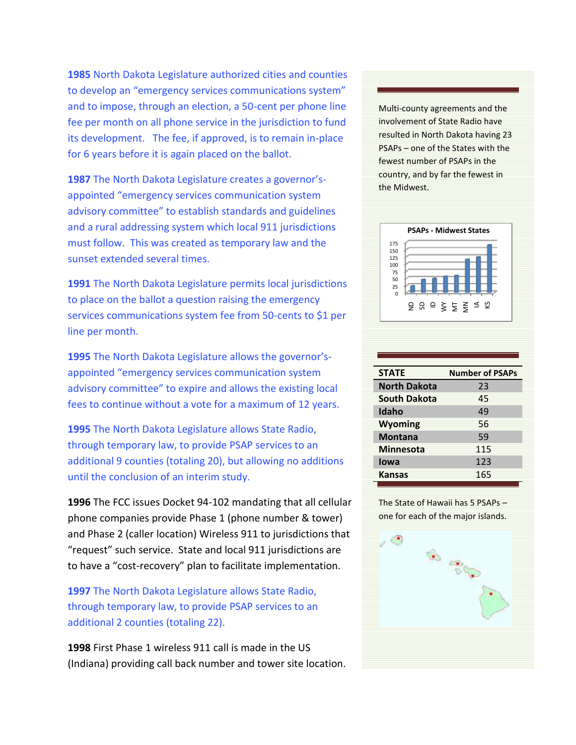**1985** North Dakota Legislature authorized cities and counties to develop an "emergency services communications system" and to impose, through an election, a 50-cent per phone line fee per month on all phone service in the jurisdiction to fund its development. The fee, if approved, is to remain in-place for 6 years before it is again placed on the ballot.

**1987** The North Dakota Legislature creates a governor's-appointed "emergency services communication system advisory committee" to establish standards and guidelines and a rural addressing system which local 911 jurisdictions must follow. This was created as temporary law and the sunset extended several times.

**1991** The North Dakota Legislature permits local jurisdictions to place on the ballot a question raising the emergency services communications system fee from 50-cents to $1 per line per month.

**1995** The North Dakota Legislature allows the governor's-appointed "emergency services communication system advisory committee" to expire and allows the existing local fees to continue without a vote for a maximum of 12 years.

**1995** The North Dakota Legislature allows State Radio, through temporary law, to provide PSAP services to an additional 9 counties (totaling 20), but allowing no additions until the conclusion of an interim study.

**1996** The FCC issues Docket 94-102 mandating that all cellular phone companies provide Phase 1 (phone number & tower) and Phase 2 (caller location) Wireless 911 to jurisdictions that "request" such service. State and local 911 jurisdictions are to have a "cost-recovery" plan to facilitate implementation.

**1997** The North Dakota Legislature allows State Radio, through temporary law, to provide PSAP services to an additional 2 counties (totaling 22).

**1998** First Phase 1 wireless 911 call is made in the US (Indiana) providing call back number and tower site location.

Multi-county agreements and the involvement of State Radio have resulted in North Dakota having 23 PSAPs – one of the States with the fewest number of PSAPs in the country, and by far the fewest in the Midwest.

**PSAPs - Midwest States**

| STATE | Number of PSAPs |
|---|---|
| North Dakota | 23 |
| South Dakota | 45 |
| Idaho | 49 |
| Wyoming | 56 |
| Montana | 59 |
| Minnesota | 115 |
| Iowa | 123 |
| Kansas | 165 |

The State of Hawaii has 5 PSAPs – one for each of the major islands.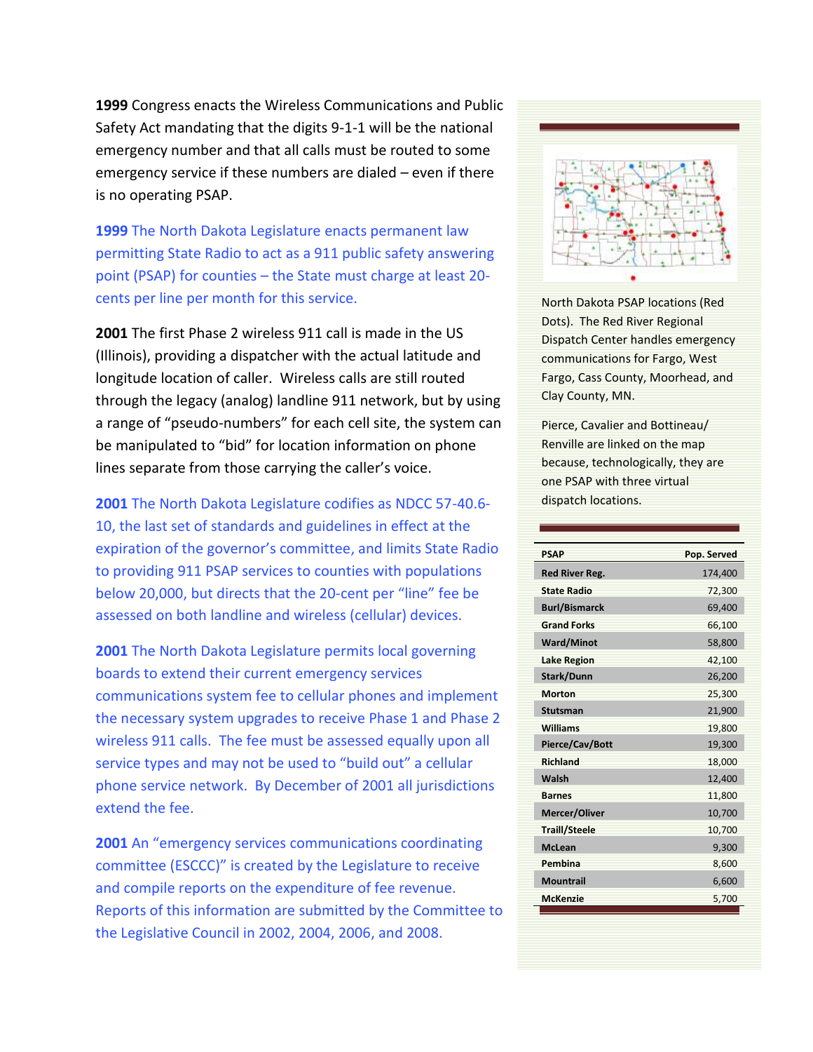**1999** Congress enacts the Wireless Communications and Public Safety Act mandating that the digits 9-1-1 will be the national emergency number and that all calls must be routed to some emergency service if these numbers are dialed – even if there is no operating PSAP.

**1999** The North Dakota Legislature enacts permanent law permitting State Radio to act as a 911 public safety answering point (PSAP) for counties – the State must charge at least 20-cents per line per month for this service.

**2001** The first Phase 2 wireless 911 call is made in the US (Illinois), providing a dispatcher with the actual latitude and longitude location of caller. Wireless calls are still routed through the legacy (analog) landline 911 network, but by using a range of "pseudo-numbers" for each cell site, the system can be manipulated to "bid" for location information on phone lines separate from those carrying the caller's voice.

**2001** The North Dakota Legislature codifies as NDCC 57-40.6-10, the last set of standards and guidelines in effect at the expiration of the governor's committee, and limits State Radio to providing 911 PSAP services to counties with populations below 20,000, but directs that the 20-cent per "line" fee be assessed on both landline and wireless (cellular) devices.

**2001** The North Dakota Legislature permits local governing boards to extend their current emergency services communications system fee to cellular phones and implement the necessary system upgrades to receive Phase 1 and Phase 2 wireless 911 calls. The fee must be assessed equally upon all service types and may not be used to "build out" a cellular phone service network. By December of 2001 all jurisdictions extend the fee.

**2001** An "emergency services communications coordinating committee (ESCCC)" is created by the Legislature to receive and compile reports on the expenditure of fee revenue. Reports of this information are submitted by the Committee to the Legislative Council in 2002, 2004, 2006, and 2008.

North Dakota PSAP locations (Red Dots). The Red River Regional Dispatch Center handles emergency communications for Fargo, West Fargo, Cass County, Moorhead, and Clay County, MN.

Pierce, Cavalier and Bottineau/ Renville are linked on the map because, technologically, they are one PSAP with three virtual dispatch locations.

| PSAP | Pop. Served |
|---|---|
| Red River Reg. | 174,400 |
| State Radio | 72,300 |
| Burl/Bismarck | 69,400 |
| Grand Forks | 66,100 |
| Ward/Minot | 58,800 |
| Lake Region | 42,100 |
| Stark/Dunn | 26,200 |
| Morton | 25,300 |
| Stutsman | 21,900 |
| Williams | 19,800 |
| Pierce/Cav/Bott | 19,300 |
| Richland | 18,000 |
| Walsh | 12,400 |
| Barnes | 11,800 |
| Mercer/Oliver | 10,700 |
| Traill/Steele | 10,700 |
| McLean | 9,300 |
| Pembina | 8,600 |
| Mountrail | 6,600 |
| McKenzie | 5,700 |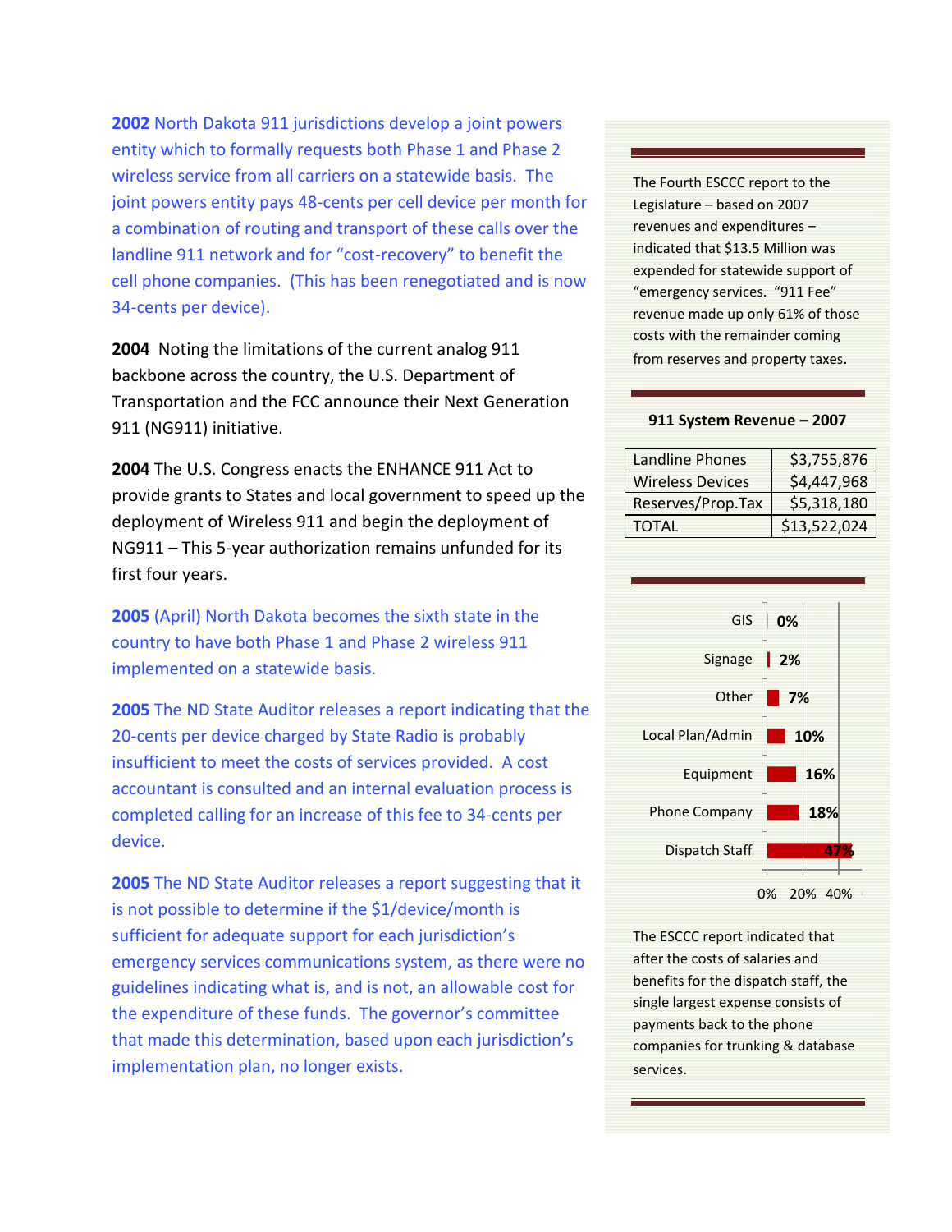**2002** North Dakota 911 jurisdictions develop a joint powers entity which to formally requests both Phase 1 and Phase 2 wireless service from all carriers on a statewide basis. The joint powers entity pays 48-cents per cell device per month for a combination of routing and transport of these calls over the landline 911 network and for "cost-recovery" to benefit the cell phone companies. (This has been renegotiated and is now 34-cents per device).

**2004** Noting the limitations of the current analog 911 backbone across the country, the U.S. Department of Transportation and the FCC announce their Next Generation 911 (NG911) initiative.

**2004** The U.S. Congress enacts the ENHANCE 911 Act to provide grants to States and local government to speed up the deployment of Wireless 911 and begin the deployment of NG911 – This 5-year authorization remains unfunded for its first four years.

**2005** (April) North Dakota becomes the sixth state in the country to have both Phase 1 and Phase 2 wireless 911 implemented on a statewide basis.

**2005** The ND State Auditor releases a report indicating that the 20-cents per device charged by State Radio is probably insufficient to meet the costs of services provided. A cost accountant is consulted and an internal evaluation process is completed calling for an increase of this fee to 34-cents per device.

**2005** The ND State Auditor releases a report suggesting that it is not possible to determine if the $1/device/month is sufficient for adequate support for each jurisdiction's emergency services communications system, as there were no guidelines indicating what is, and is not, an allowable cost for the expenditure of these funds. The governor's committee that made this determination, based upon each jurisdiction's implementation plan, no longer exists.

The Fourth ESCCC report to the Legislature – based on 2007 revenues and expenditures – indicated that $13.5 Million was expended for statewide support of "emergency services. "911 Fee" revenue made up only 61% of those costs with the remainder coming from reserves and property taxes.

**911 System Revenue – 2007**

| Source | Amount |
|---|---|
| Landline Phones | $3,755,876 |
| Wireless Devices | $4,447,968 |
| Reserves/Prop.Tax | $5,318,180 |
| TOTAL | $13,522,024 |

| Expense | Percent |
|---|---|
| GIS | 0% |
| Signage | 2% |
| Other | 7% |
| Local Plan/Admin | 10% |
| Equipment | 16% |
| Phone Company | 18% |
| Dispatch Staff | 47% |

The ESCCC report indicated that after the costs of salaries and benefits for the dispatch staff, the single largest expense consists of payments back to the phone companies for trunking & database services.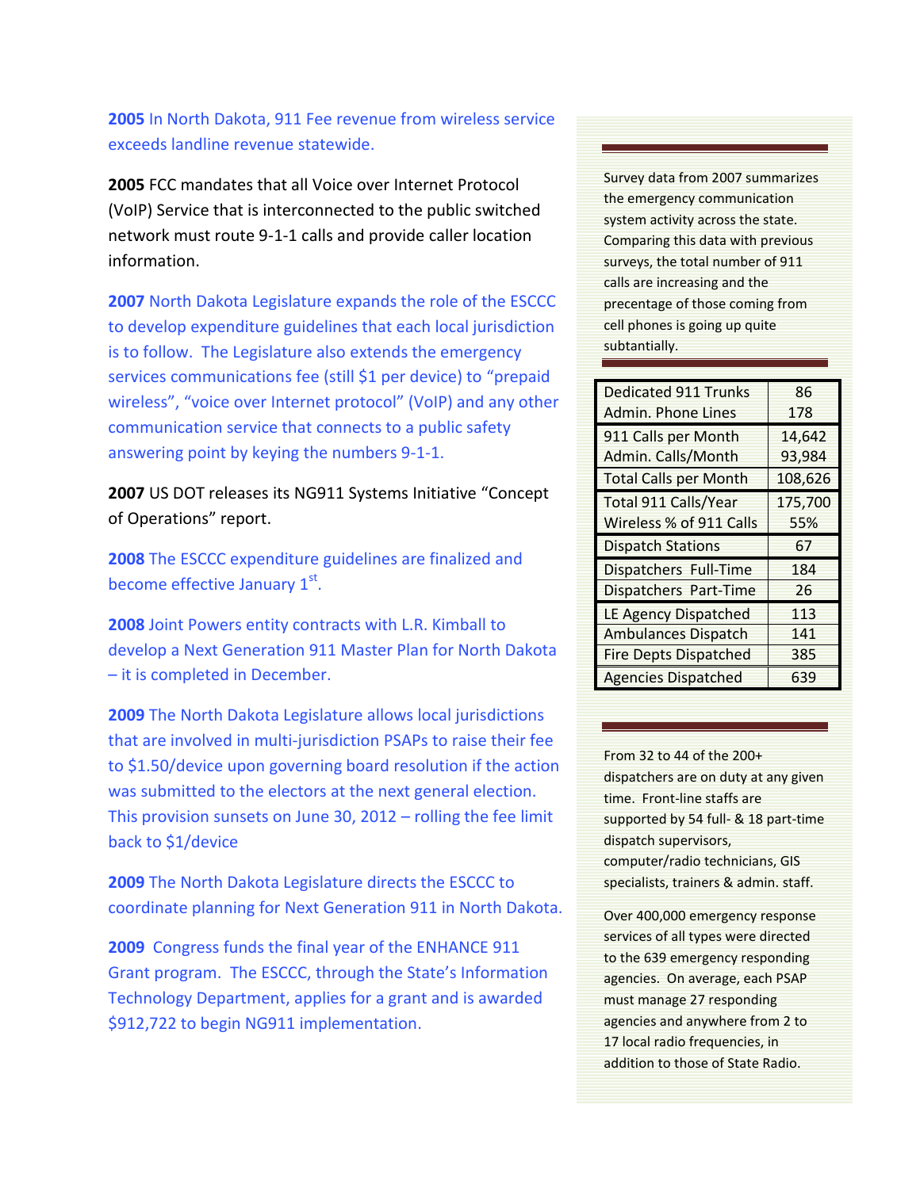**2005** In North Dakota, 911 Fee revenue from wireless service exceeds landline revenue statewide.

**2005** FCC mandates that all Voice over Internet Protocol (VoIP) Service that is interconnected to the public switched network must route 9-1-1 calls and provide caller location information.

**2007** North Dakota Legislature expands the role of the ESCCC to develop expenditure guidelines that each local jurisdiction is to follow. The Legislature also extends the emergency services communications fee (still $1 per device) to "prepaid wireless", "voice over Internet protocol" (VoIP) and any other communication service that connects to a public safety answering point by keying the numbers 9-1-1.

**2007** US DOT releases its NG911 Systems Initiative "Concept of Operations" report.

**2008** The ESCCC expenditure guidelines are finalized and become effective January 1st.

**2008** Joint Powers entity contracts with L.R. Kimball to develop a Next Generation 911 Master Plan for North Dakota – it is completed in December.

**2009** The North Dakota Legislature allows local jurisdictions that are involved in multi-jurisdiction PSAPs to raise their fee to $1.50/device upon governing board resolution if the action was submitted to the electors at the next general election. This provision sunsets on June 30, 2012 – rolling the fee limit back to $1/device

**2009** The North Dakota Legislature directs the ESCCC to coordinate planning for Next Generation 911 in North Dakota.

**2009** Congress funds the final year of the ENHANCE 911 Grant program. The ESCCC, through the State's Information Technology Department, applies for a grant and is awarded $912,722 to begin NG911 implementation.

Survey data from 2007 summarizes the emergency communication system activity across the state. Comparing this data with previous surveys, the total number of 911 calls are increasing and the precentage of those coming from cell phones is going up quite subtantially.

| Item | Value |
|---|---|
| Dedicated 911 Trunks | 86 |
| Admin. Phone Lines | 178 |
| 911 Calls per Month | 14,642 |
| Admin. Calls/Month | 93,984 |
| Total Calls per Month | 108,626 |
| Total 911 Calls/Year | 175,700 |
| Wireless % of 911 Calls | 55% |
| Dispatch Stations | 67 |
| Dispatchers Full-Time | 184 |
| Dispatchers Part-Time | 26 |
| LE Agency Dispatched | 113 |
| Ambulances Dispatch | 141 |
| Fire Depts Dispatched | 385 |
| Agencies Dispatched | 639 |

From 32 to 44 of the 200+ dispatchers are on duty at any given time. Front-line staffs are supported by 54 full- & 18 part-time dispatch supervisors, computer/radio technicians, GIS specialists, trainers & admin. staff.

Over 400,000 emergency response services of all types were directed to the 639 emergency responding agencies. On average, each PSAP must manage 27 responding agencies and anywhere from 2 to 17 local radio frequencies, in addition to those of State Radio.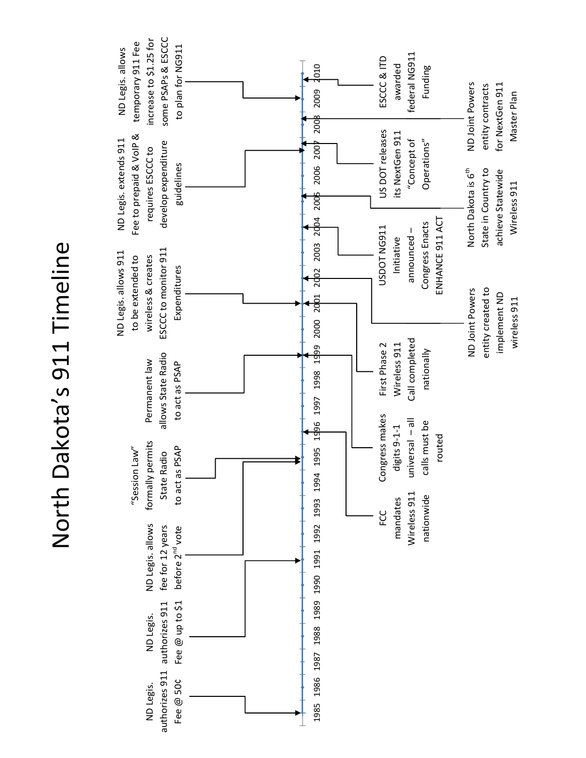# North Dakota's 911 Timeline

1985 1986 1987 1988 1989 1990 1991 1992 1993 1994 1995 1996 1997 1998 1999 2000 2001 2002 2003 2004 2005 2006 2007 2008 2009 2010

ND Legis. authorizes 911 Fee @ 50¢

ND Legis. authorizes 911 Fee @ up to $1

ND Legis. allows fee for 12 years before 2nd vote

"Session Law" formally permits State Radio to act as PSAP

Permanent law allows State Radio to act as PSAP

ND Legis. allows 911 to be extended to wireless & creates ESCCC to monitor 911 Expenditures

ND Legis. extends 911 Fee to prepaid & VoIP & requires ESCCC to develop expenditure guidelines

ND Legis. allows temporary 911 Fee increase to $1.25 for some PSAPs & ESCCC to plan for NG911

FCC mandates Wireless 911 nationwide

Congress makes digits 9-1-1 universal – all calls must be routed

First Phase 2 Wireless 911 Call completed nationally

USDOT NG911 Initiative announced – Congress Enacts ENHANCE 911 ACT

US DOT releases its NextGen 911 "Concept of Operations"

ESCCC & ITD awarded federal NG911 Funding

ND Joint Powers entity created to implement ND wireless 911

North Dakota is 6th State in Country to achieve Statewide Wireless 911

ND Joint Powers entity contracts for NextGen 911 Master Plan